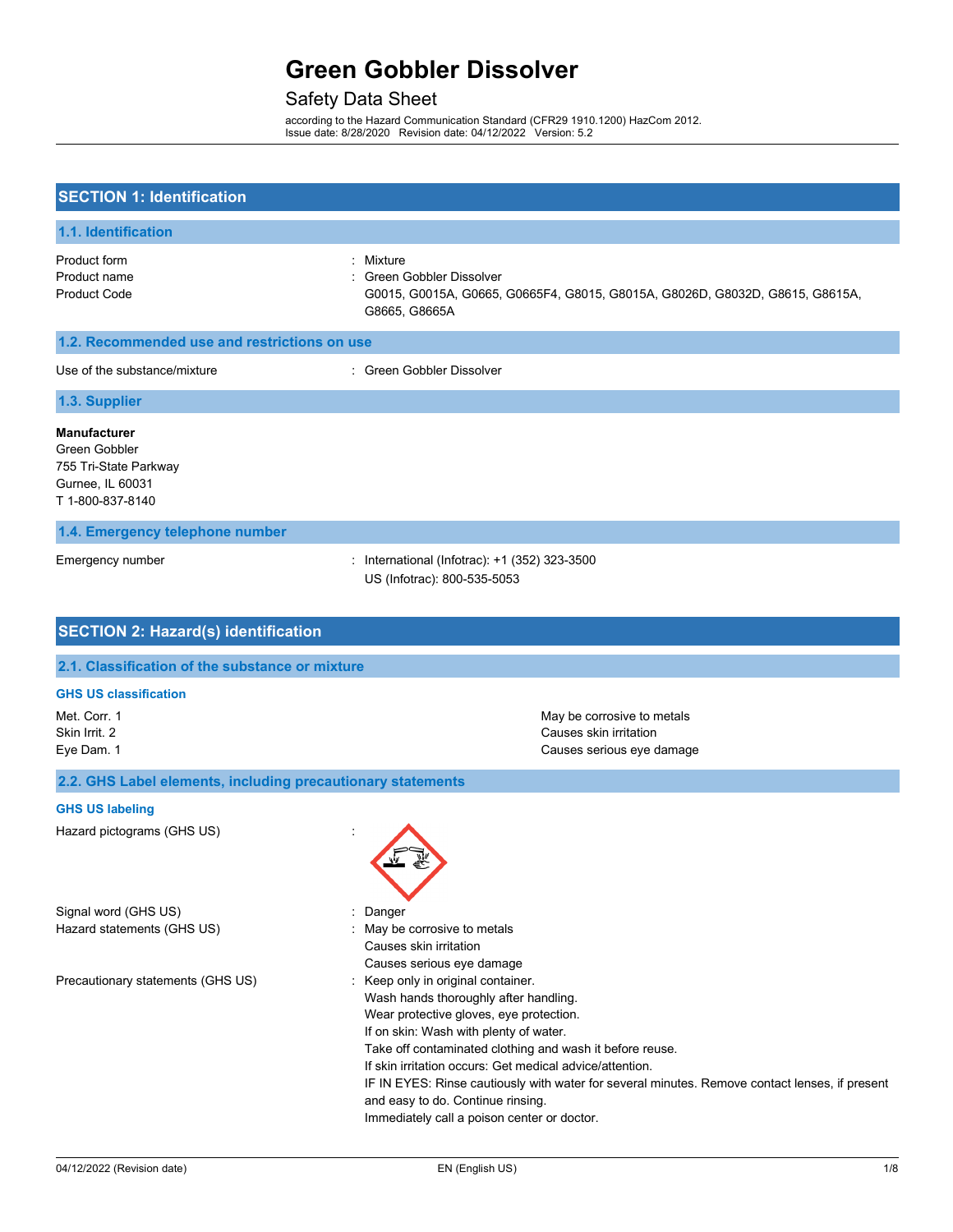# Green Gobbler Dissolver

## Safety Data Sheet

according to the Hazard Communication Standard (CFR29 1910.1200) HazCom 2012.
Issue date: 8/28/2020 Revision date: 04/12/2022 Version: 5.2

## SECTION 1: Identification

### 1.1. Identification

| | |
|---|---|
| Product form | : Mixture |
| Product name | : Green Gobbler Dissolver |
| Product Code | G0015, G0015A, G0665, G0665F4, G8015, G8015A, G8026D, G8032D, G8615, G8615A, G8665, G8665A |

### 1.2. Recommended use and restrictions on use

| | |
|---|---|
| Use of the substance/mixture | : Green Gobbler Dissolver |

### 1.3. Supplier

**Manufacturer**
Green Gobbler
755 Tri-State Parkway
Gurnee, IL 60031
T 1-800-837-8140

### 1.4. Emergency telephone number

| | |
|---|---|
| Emergency number | : International (Infotrac): +1 (352) 323-3500<br>US (Infotrac): 800-535-5053 |

## SECTION 2: Hazard(s) identification

### 2.1. Classification of the substance or mixture

#### GHS US classification

| | |
|---|---|
| Met. Corr. 1 | May be corrosive to metals |
| Skin Irrit. 2 | Causes skin irritation |
| Eye Dam. 1 | Causes serious eye damage |

### 2.2. GHS Label elements, including precautionary statements

#### GHS US labeling

Hazard pictograms (GHS US) :

Signal word (GHS US) : Danger

Hazard statements (GHS US) :
May be corrosive to metals
Causes skin irritation
Causes serious eye damage

Precautionary statements (GHS US) :
Keep only in original container.
Wash hands thoroughly after handling.
Wear protective gloves, eye protection.
If on skin: Wash with plenty of water.
Take off contaminated clothing and wash it before reuse.
If skin irritation occurs: Get medical advice/attention.
IF IN EYES: Rinse cautiously with water for several minutes. Remove contact lenses, if present and easy to do. Continue rinsing.
Immediately call a poison center or doctor.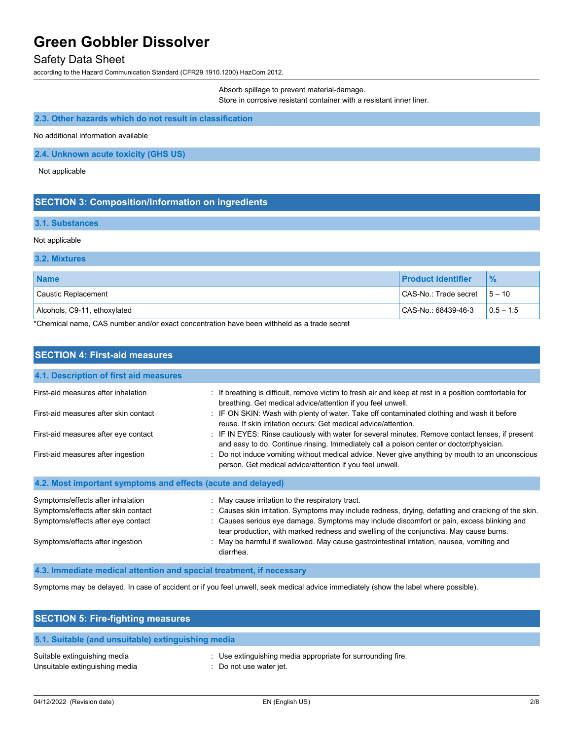Absorb spillage to prevent material-damage.
Store in corrosive resistant container with a resistant inner liner.

### 2.3. Other hazards which do not result in classification

No additional information available

### 2.4. Unknown acute toxicity (GHS US)

Not applicable

## SECTION 3: Composition/Information on ingredients

### 3.1. Substances

Not applicable

### 3.2. Mixtures

| Name | Product identifier | % |
|---|---|---|
| Caustic Replacement | CAS-No.: Trade secret | 5 – 10 |
| Alcohols, C9-11, ethoxylated | CAS-No.: 68439-46-3 | 0.5 – 1.5 |

*Chemical name, CAS number and/or exact concentration have been withheld as a trade secret

## SECTION 4: First-aid measures

### 4.1. Description of first aid measures

First-aid measures after inhalation : If breathing is difficult, remove victim to fresh air and keep at rest in a position comfortable for breathing. Get medical advice/attention if you feel unwell.

First-aid measures after skin contact : IF ON SKIN: Wash with plenty of water. Take off contaminated clothing and wash it before reuse. If skin irritation occurs: Get medical advice/attention.

First-aid measures after eye contact : IF IN EYES: Rinse cautiously with water for several minutes. Remove contact lenses, if present and easy to do. Continue rinsing. Immediately call a poison center or doctor/physician.

First-aid measures after ingestion : Do not induce vomiting without medical advice. Never give anything by mouth to an unconscious person. Get medical advice/attention if you feel unwell.

### 4.2. Most important symptoms and effects (acute and delayed)

Symptoms/effects after inhalation : May cause irritation to the respiratory tract.

Symptoms/effects after skin contact : Causes skin irritation. Symptoms may include redness, drying, defatting and cracking of the skin.

Symptoms/effects after eye contact : Causes serious eye damage. Symptoms may include discomfort or pain, excess blinking and tear production, with marked redness and swelling of the conjunctiva. May cause burns.

Symptoms/effects after ingestion : May be harmful if swallowed. May cause gastrointestinal irritation, nausea, vomiting and diarrhea.

### 4.3. Immediate medical attention and special treatment, if necessary

Symptoms may be delayed. In case of accident or if you feel unwell, seek medical advice immediately (show the label where possible).

## SECTION 5: Fire-fighting measures

### 5.1. Suitable (and unsuitable) extinguishing media

Suitable extinguishing media : Use extinguishing media appropriate for surrounding fire.

Unsuitable extinguishing media : Do not use water jet.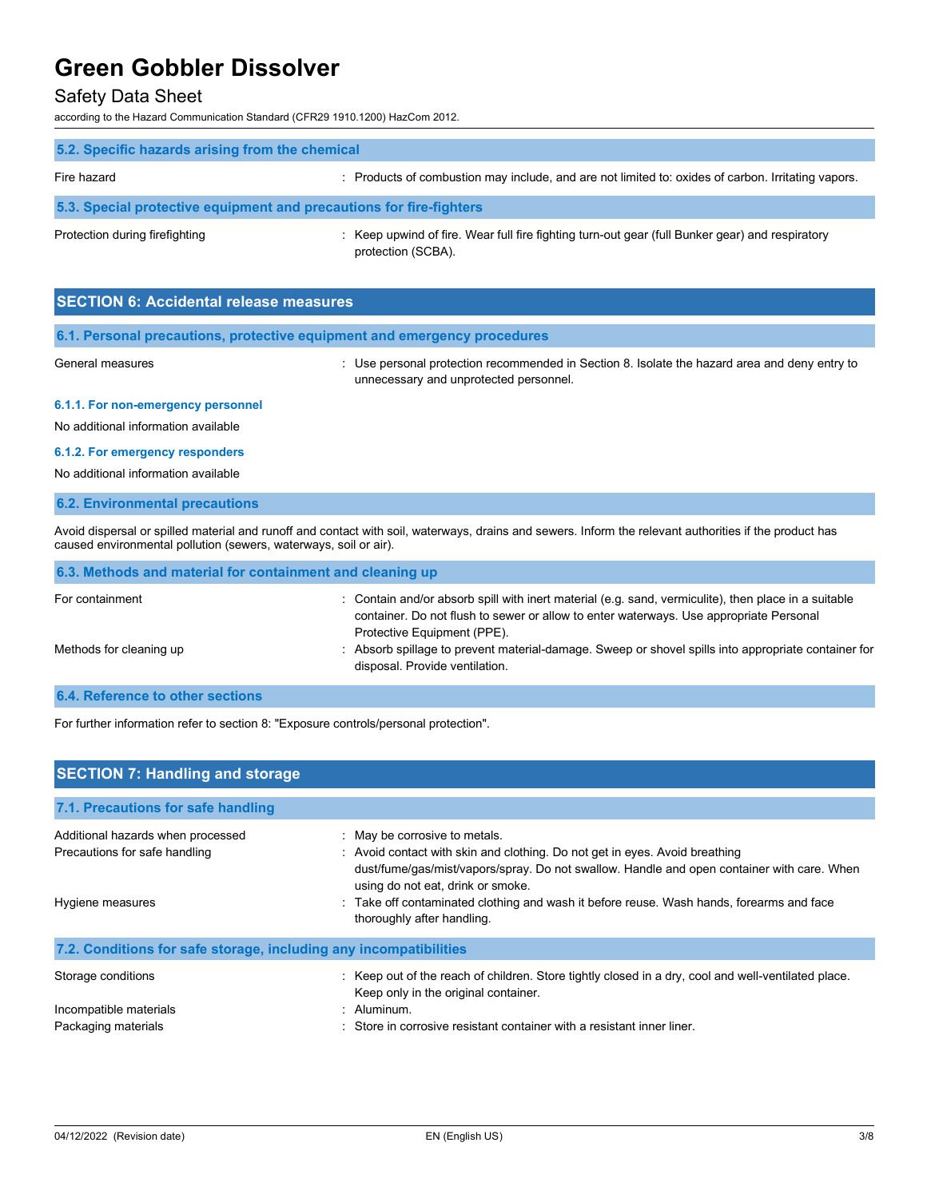### 5.2. Specific hazards arising from the chemical

Fire hazard : Products of combustion may include, and are not limited to: oxides of carbon. Irritating vapors.

### 5.3. Special protective equipment and precautions for fire-fighters

Protection during firefighting : Keep upwind of fire. Wear full fire fighting turn-out gear (full Bunker gear) and respiratory protection (SCBA).

## SECTION 6: Accidental release measures

### 6.1. Personal precautions, protective equipment and emergency procedures

General measures : Use personal protection recommended in Section 8. Isolate the hazard area and deny entry to unnecessary and unprotected personnel.

#### 6.1.1. For non-emergency personnel

No additional information available

#### 6.1.2. For emergency responders

No additional information available

### 6.2. Environmental precautions

Avoid dispersal or spilled material and runoff and contact with soil, waterways, drains and sewers. Inform the relevant authorities if the product has caused environmental pollution (sewers, waterways, soil or air).

### 6.3. Methods and material for containment and cleaning up

For containment : Contain and/or absorb spill with inert material (e.g. sand, vermiculite), then place in a suitable container. Do not flush to sewer or allow to enter waterways. Use appropriate Personal Protective Equipment (PPE).

Methods for cleaning up : Absorb spillage to prevent material-damage. Sweep or shovel spills into appropriate container for disposal. Provide ventilation.

### 6.4. Reference to other sections

For further information refer to section 8: "Exposure controls/personal protection".

## SECTION 7: Handling and storage

### 7.1. Precautions for safe handling

Additional hazards when processed : May be corrosive to metals.

Precautions for safe handling : Avoid contact with skin and clothing. Do not get in eyes. Avoid breathing dust/fume/gas/mist/vapors/spray. Do not swallow. Handle and open container with care. When using do not eat, drink or smoke.

Hygiene measures : Take off contaminated clothing and wash it before reuse. Wash hands, forearms and face thoroughly after handling.

### 7.2. Conditions for safe storage, including any incompatibilities

Storage conditions : Keep out of the reach of children. Store tightly closed in a dry, cool and well-ventilated place. Keep only in the original container.

Incompatible materials : Aluminum.

Packaging materials : Store in corrosive resistant container with a resistant inner liner.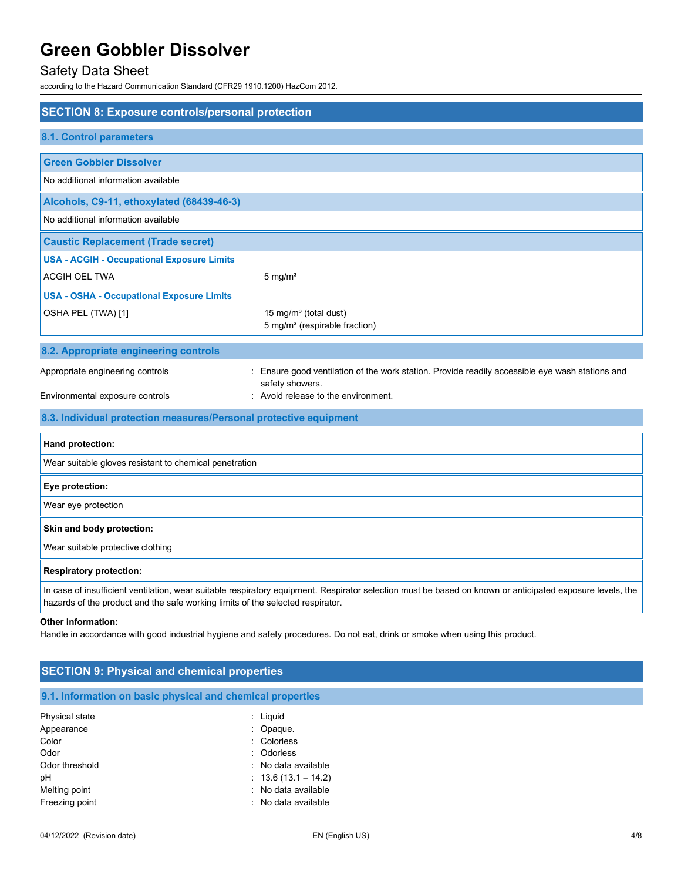## SECTION 8: Exposure controls/personal protection

### 8.1. Control parameters

| Green Gobbler Dissolver | |
|---|---|
| No additional information available | |

| Alcohols, C9-11, ethoxylated (68439-46-3) | |
|---|---|
| No additional information available | |

| Caustic Replacement (Trade secret) | |
|---|---|
| **USA - ACGIH - Occupational Exposure Limits** | |
| ACGIH OEL TWA | 5 mg/m³ |
| **USA - OSHA - Occupational Exposure Limits** | |
| OSHA PEL (TWA) [1] | 15 mg/m³ (total dust)<br>5 mg/m³ (respirable fraction) |

### 8.2. Appropriate engineering controls

Appropriate engineering controls : Ensure good ventilation of the work station. Provide readily accessible eye wash stations and safety showers.

Environmental exposure controls : Avoid release to the environment.

### 8.3. Individual protection measures/Personal protective equipment

**Hand protection:**

Wear suitable gloves resistant to chemical penetration

**Eye protection:**

Wear eye protection

**Skin and body protection:**

Wear suitable protective clothing

**Respiratory protection:**

In case of insufficient ventilation, wear suitable respiratory equipment. Respirator selection must be based on known or anticipated exposure levels, the hazards of the product and the safe working limits of the selected respirator.

**Other information:**

Handle in accordance with good industrial hygiene and safety procedures. Do not eat, drink or smoke when using this product.

## SECTION 9: Physical and chemical properties

### 9.1. Information on basic physical and chemical properties

| | |
|---|---|
| Physical state | : Liquid |
| Appearance | : Opaque. |
| Color | : Colorless |
| Odor | : Odorless |
| Odor threshold | : No data available |
| pH | : 13.6 (13.1 – 14.2) |
| Melting point | : No data available |
| Freezing point | : No data available |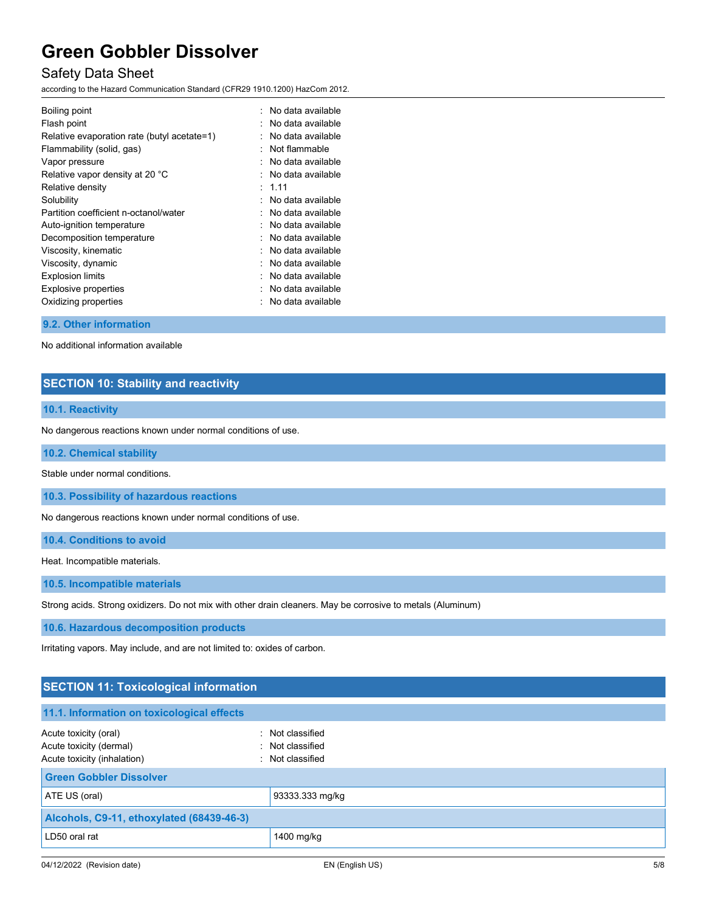| | |
|---|---|
| Boiling point | : No data available |
| Flash point | : No data available |
| Relative evaporation rate (butyl acetate=1) | : No data available |
| Flammability (solid, gas) | : Not flammable |
| Vapor pressure | : No data available |
| Relative vapor density at 20 °C | : No data available |
| Relative density | : 1.11 |
| Solubility | : No data available |
| Partition coefficient n-octanol/water | : No data available |
| Auto-ignition temperature | : No data available |
| Decomposition temperature | : No data available |
| Viscosity, kinematic | : No data available |
| Viscosity, dynamic | : No data available |
| Explosion limits | : No data available |
| Explosive properties | : No data available |
| Oxidizing properties | : No data available |

### 9.2. Other information

No additional information available

## SECTION 10: Stability and reactivity

### 10.1. Reactivity

No dangerous reactions known under normal conditions of use.

### 10.2. Chemical stability

Stable under normal conditions.

### 10.3. Possibility of hazardous reactions

No dangerous reactions known under normal conditions of use.

### 10.4. Conditions to avoid

Heat. Incompatible materials.

### 10.5. Incompatible materials

Strong acids. Strong oxidizers. Do not mix with other drain cleaners. May be corrosive to metals (Aluminum)

### 10.6. Hazardous decomposition products

Irritating vapors. May include, and are not limited to: oxides of carbon.

## SECTION 11: Toxicological information

### 11.1. Information on toxicological effects

| | |
|---|---|
| Acute toxicity (oral) | : Not classified |
| Acute toxicity (dermal) | : Not classified |
| Acute toxicity (inhalation) | : Not classified |

| **Green Gobbler Dissolver** | |
|---|---|
| ATE US (oral) | 93333.333 mg/kg |

| **Alcohols, C9-11, ethoxylated (68439-46-3)** | |
|---|---|
| LD50 oral rat | 1400 mg/kg |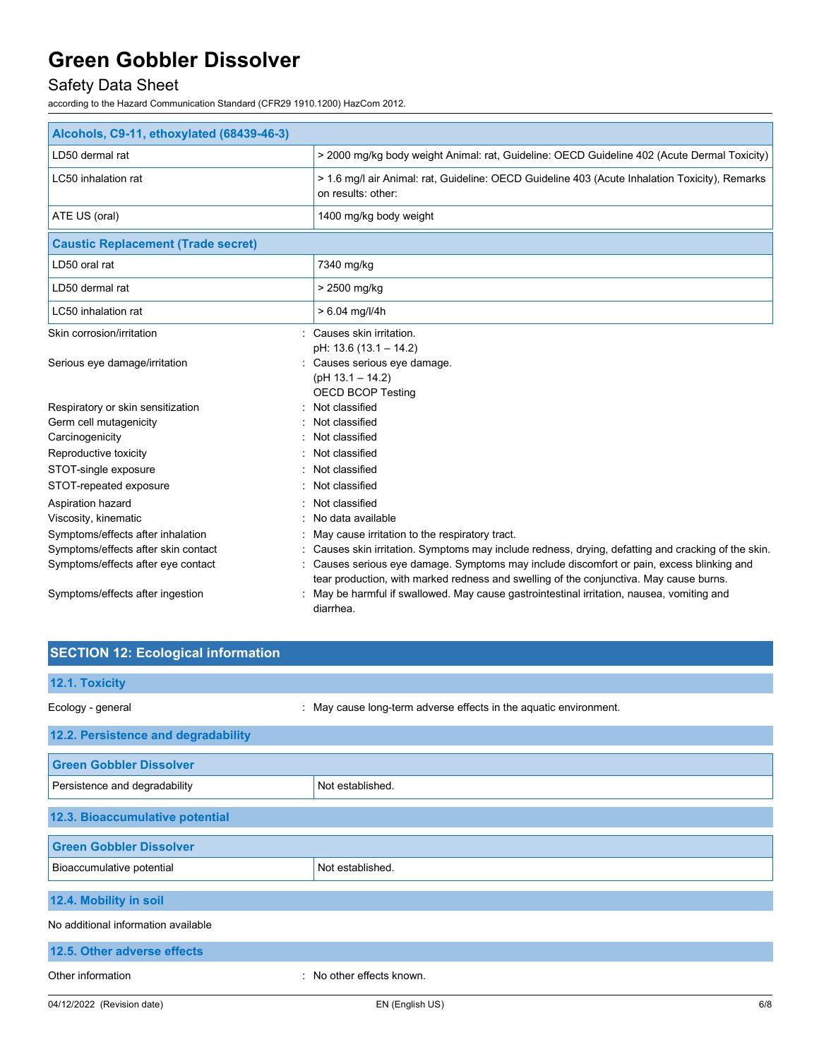| Alcohols, C9-11, ethoxylated (68439-46-3) | |
|---|---|
| LD50 dermal rat | > 2000 mg/kg body weight Animal: rat, Guideline: OECD Guideline 402 (Acute Dermal Toxicity) |
| LC50 inhalation rat | > 1.6 mg/l air Animal: rat, Guideline: OECD Guideline 403 (Acute Inhalation Toxicity), Remarks on results: other: |
| ATE US (oral) | 1400 mg/kg body weight |

| Caustic Replacement (Trade secret) | |
|---|---|
| LD50 oral rat | 7340 mg/kg |
| LD50 dermal rat | > 2500 mg/kg |
| LC50 inhalation rat | > 6.04 mg/l/4h |

Skin corrosion/irritation : Causes skin irritation.
pH: 13.6 (13.1 – 14.2)

Serious eye damage/irritation : Causes serious eye damage.
(pH 13.1 – 14.2)
OECD BCOP Testing

Respiratory or skin sensitization : Not classified

Germ cell mutagenicity : Not classified

Carcinogenicity : Not classified

Reproductive toxicity : Not classified

STOT-single exposure : Not classified

STOT-repeated exposure : Not classified

Aspiration hazard : Not classified

Viscosity, kinematic : No data available

Symptoms/effects after inhalation : May cause irritation to the respiratory tract.

Symptoms/effects after skin contact : Causes skin irritation. Symptoms may include redness, drying, defatting and cracking of the skin.

Symptoms/effects after eye contact : Causes serious eye damage. Symptoms may include discomfort or pain, excess blinking and tear production, with marked redness and swelling of the conjunctiva. May cause burns.

Symptoms/effects after ingestion : May be harmful if swallowed. May cause gastrointestinal irritation, nausea, vomiting and diarrhea.

## SECTION 12: Ecological information

### 12.1. Toxicity

Ecology - general : May cause long-term adverse effects in the aquatic environment.

### 12.2. Persistence and degradability

| Green Gobbler Dissolver | |
|---|---|
| Persistence and degradability | Not established. |

### 12.3. Bioaccumulative potential

| Green Gobbler Dissolver | |
|---|---|
| Bioaccumulative potential | Not established. |

### 12.4. Mobility in soil

No additional information available

### 12.5. Other adverse effects

Other information : No other effects known.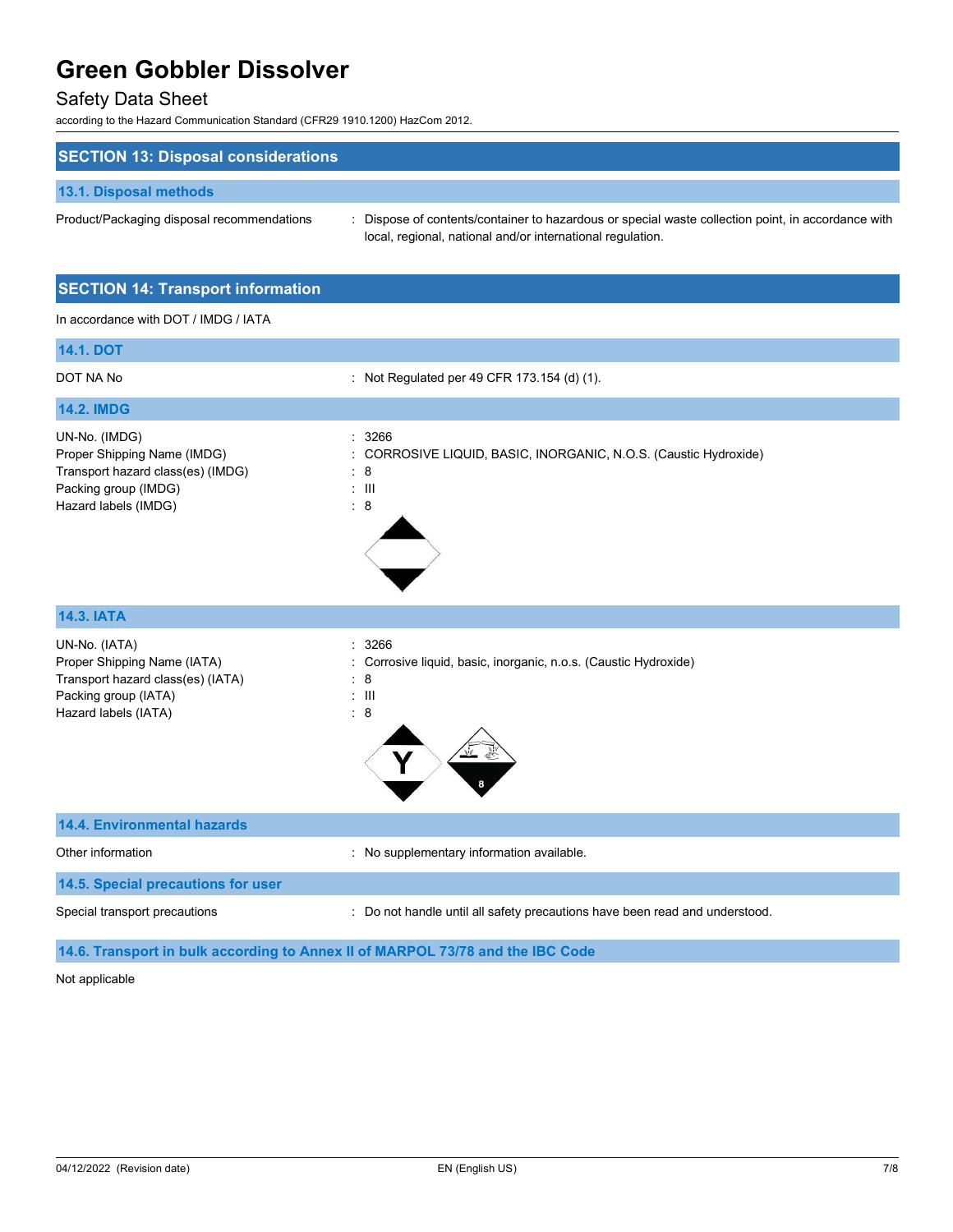## SECTION 13: Disposal considerations

### 13.1. Disposal methods

Product/Packaging disposal recommendations : Dispose of contents/container to hazardous or special waste collection point, in accordance with local, regional, national and/or international regulation.

## SECTION 14: Transport information

In accordance with DOT / IMDG / IATA

### 14.1. DOT

DOT NA No : Not Regulated per 49 CFR 173.154 (d) (1).

### 14.2. IMDG

UN-No. (IMDG) : 3266
Proper Shipping Name (IMDG) : CORROSIVE LIQUID, BASIC, INORGANIC, N.O.S. (Caustic Hydroxide)
Transport hazard class(es) (IMDG) : 8
Packing group (IMDG) : III
Hazard labels (IMDG) : 8

### 14.3. IATA

UN-No. (IATA) : 3266
Proper Shipping Name (IATA) : Corrosive liquid, basic, inorganic, n.o.s. (Caustic Hydroxide)
Transport hazard class(es) (IATA) : 8
Packing group (IATA) : III
Hazard labels (IATA) : 8

### 14.4. Environmental hazards

Other information : No supplementary information available.

### 14.5. Special precautions for user

Special transport precautions : Do not handle until all safety precautions have been read and understood.

### 14.6. Transport in bulk according to Annex II of MARPOL 73/78 and the IBC Code

Not applicable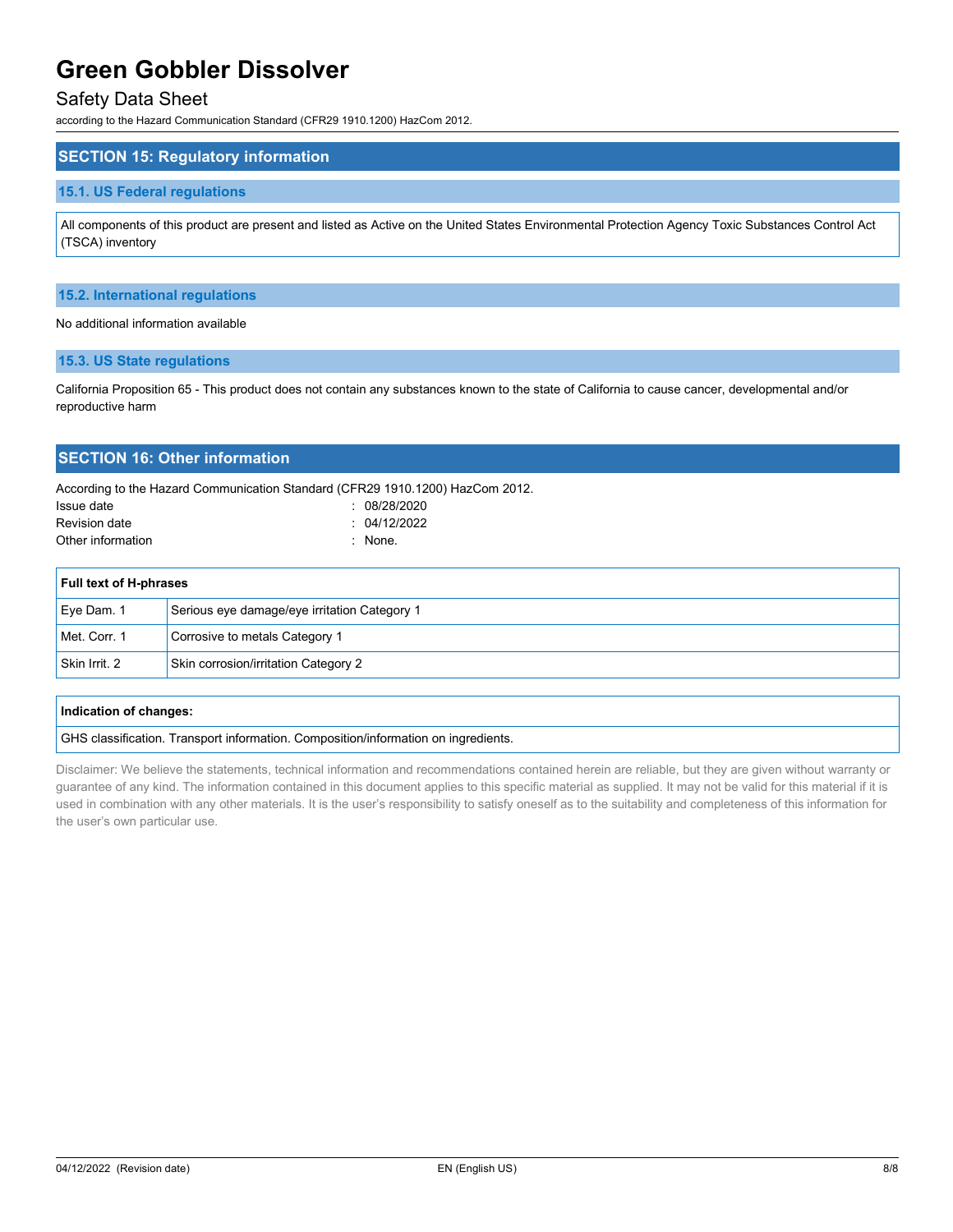# Green Gobbler Dissolver

## Safety Data Sheet

according to the Hazard Communication Standard (CFR29 1910.1200) HazCom 2012.

## SECTION 15: Regulatory information

### 15.1. US Federal regulations

All components of this product are present and listed as Active on the United States Environmental Protection Agency Toxic Substances Control Act (TSCA) inventory

### 15.2. International regulations

No additional information available

### 15.3. US State regulations

California Proposition 65 - This product does not contain any substances known to the state of California to cause cancer, developmental and/or reproductive harm

## SECTION 16: Other information

According to the Hazard Communication Standard (CFR29 1910.1200) HazCom 2012.

Issue date : 08/28/2020

Revision date : 04/12/2022

Other information : None.

| Full text of H-phrases | |
|---|---|
| Eye Dam. 1 | Serious eye damage/eye irritation Category 1 |
| Met. Corr. 1 | Corrosive to metals Category 1 |
| Skin Irrit. 2 | Skin corrosion/irritation Category 2 |

| Indication of changes: |
|---|
| GHS classification. Transport information. Composition/information on ingredients. |

Disclaimer: We believe the statements, technical information and recommendations contained herein are reliable, but they are given without warranty or guarantee of any kind. The information contained in this document applies to this specific material as supplied. It may not be valid for this material if it is used in combination with any other materials. It is the user's responsibility to satisfy oneself as to the suitability and completeness of this information for the user's own particular use.